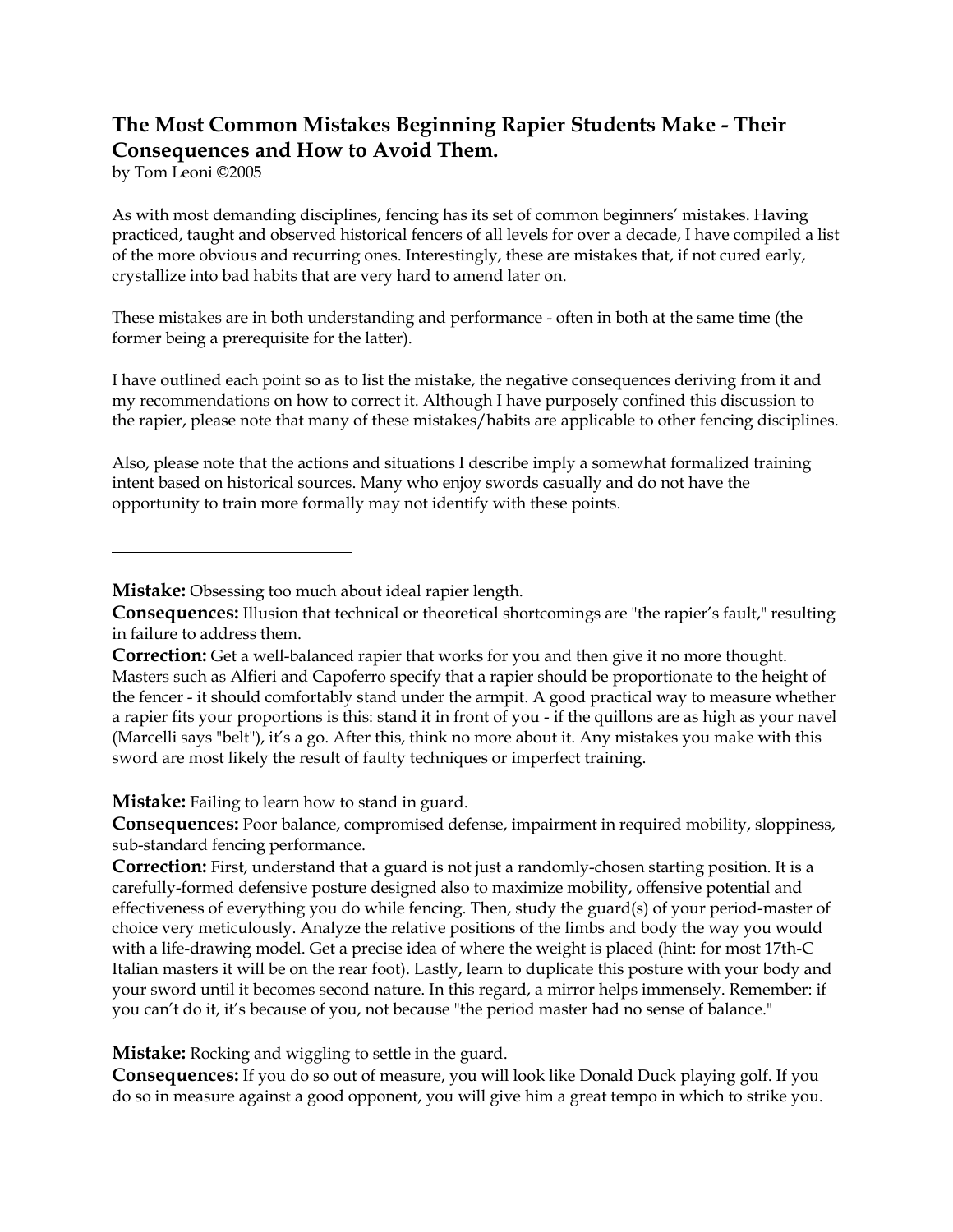# The Most Common Mistakes Beginning Rapier Students Make - Their Consequences and How to Avoid Them.

by Tom Leoni ©2005

As with most demanding disciplines, fencing has its set of common beginners' mistakes. Having practiced, taught and observed historical fencers of all levels for over a decade, I have compiled a list of the more obvious and recurring ones. Interestingly, these are mistakes that, if not cured early, crystallize into bad habits that are very hard to amend later on.

These mistakes are in both understanding and performance - often in both at the same time (the former being a prerequisite for the latter).

I have outlined each point so as to list the mistake, the negative consequences deriving from it and my recommendations on how to correct it. Although I have purposely confined this discussion to the rapier, please note that many of these mistakes/habits are applicable to other fencing disciplines.

Also, please note that the actions and situations I describe imply a somewhat formalized training intent based on historical sources. Many who enjoy swords casually and do not have the opportunity to train more formally may not identify with these points.

---

**Mistake:** Obsessing too much about ideal rapier length.
**Consequences:** Illusion that technical or theoretical shortcomings are "the rapier's fault," resulting in failure to address them.
**Correction:** Get a well-balanced rapier that works for you and then give it no more thought. Masters such as Alfieri and Capoferro specify that a rapier should be proportionate to the height of the fencer - it should comfortably stand under the armpit. A good practical way to measure whether a rapier fits your proportions is this: stand it in front of you - if the quillons are as high as your navel (Marcelli says "belt"), it's a go. After this, think no more about it. Any mistakes you make with this sword are most likely the result of faulty techniques or imperfect training.

**Mistake:** Failing to learn how to stand in guard.
**Consequences:** Poor balance, compromised defense, impairment in required mobility, sloppiness, sub-standard fencing performance.
**Correction:** First, understand that a guard is not just a randomly-chosen starting position. It is a carefully-formed defensive posture designed also to maximize mobility, offensive potential and effectiveness of everything you do while fencing. Then, study the guard(s) of your period-master of choice very meticulously. Analyze the relative positions of the limbs and body the way you would with a life-drawing model. Get a precise idea of where the weight is placed (hint: for most 17th-C Italian masters it will be on the rear foot). Lastly, learn to duplicate this posture with your body and your sword until it becomes second nature. In this regard, a mirror helps immensely. Remember: if you can't do it, it's because of you, not because "the period master had no sense of balance."

**Mistake:** Rocking and wiggling to settle in the guard.
**Consequences:** If you do so out of measure, you will look like Donald Duck playing golf. If you do so in measure against a good opponent, you will give him a great tempo in which to strike you.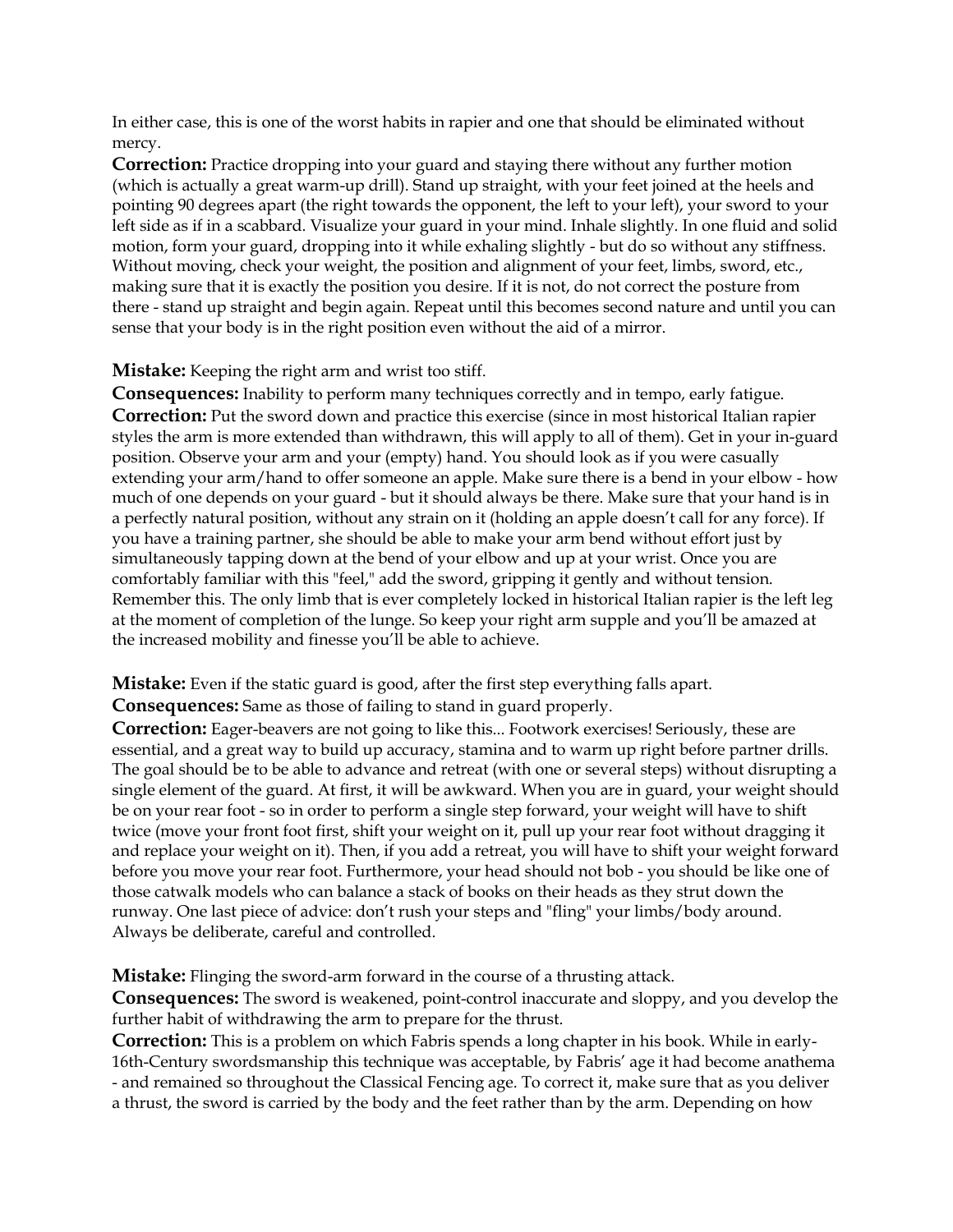In either case, this is one of the worst habits in rapier and one that should be eliminated without mercy.

**Correction:** Practice dropping into your guard and staying there without any further motion (which is actually a great warm-up drill). Stand up straight, with your feet joined at the heels and pointing 90 degrees apart (the right towards the opponent, the left to your left), your sword to your left side as if in a scabbard. Visualize your guard in your mind. Inhale slightly. In one fluid and solid motion, form your guard, dropping into it while exhaling slightly - but do so without any stiffness. Without moving, check your weight, the position and alignment of your feet, limbs, sword, etc., making sure that it is exactly the position you desire. If it is not, do not correct the posture from there - stand up straight and begin again. Repeat until this becomes second nature and until you can sense that your body is in the right position even without the aid of a mirror.

**Mistake:** Keeping the right arm and wrist too stiff.

**Consequences:** Inability to perform many techniques correctly and in tempo, early fatigue.

**Correction:** Put the sword down and practice this exercise (since in most historical Italian rapier styles the arm is more extended than withdrawn, this will apply to all of them). Get in your in-guard position. Observe your arm and your (empty) hand. You should look as if you were casually extending your arm/hand to offer someone an apple. Make sure there is a bend in your elbow - how much of one depends on your guard - but it should always be there. Make sure that your hand is in a perfectly natural position, without any strain on it (holding an apple doesn't call for any force). If you have a training partner, she should be able to make your arm bend without effort just by simultaneously tapping down at the bend of your elbow and up at your wrist. Once you are comfortably familiar with this "feel," add the sword, gripping it gently and without tension. Remember this. The only limb that is ever completely locked in historical Italian rapier is the left leg at the moment of completion of the lunge. So keep your right arm supple and you'll be amazed at the increased mobility and finesse you'll be able to achieve.

**Mistake:** Even if the static guard is good, after the first step everything falls apart.

**Consequences:** Same as those of failing to stand in guard properly.

**Correction:** Eager-beavers are not going to like this... Footwork exercises! Seriously, these are essential, and a great way to build up accuracy, stamina and to warm up right before partner drills. The goal should be to be able to advance and retreat (with one or several steps) without disrupting a single element of the guard. At first, it will be awkward. When you are in guard, your weight should be on your rear foot - so in order to perform a single step forward, your weight will have to shift twice (move your front foot first, shift your weight on it, pull up your rear foot without dragging it and replace your weight on it). Then, if you add a retreat, you will have to shift your weight forward before you move your rear foot. Furthermore, your head should not bob - you should be like one of those catwalk models who can balance a stack of books on their heads as they strut down the runway. One last piece of advice: don't rush your steps and "fling" your limbs/body around. Always be deliberate, careful and controlled.

**Mistake:** Flinging the sword-arm forward in the course of a thrusting attack.

**Consequences:** The sword is weakened, point-control inaccurate and sloppy, and you develop the further habit of withdrawing the arm to prepare for the thrust.

**Correction:** This is a problem on which Fabris spends a long chapter in his book. While in early-16th-Century swordsmanship this technique was acceptable, by Fabris' age it had become anathema - and remained so throughout the Classical Fencing age. To correct it, make sure that as you deliver a thrust, the sword is carried by the body and the feet rather than by the arm. Depending on how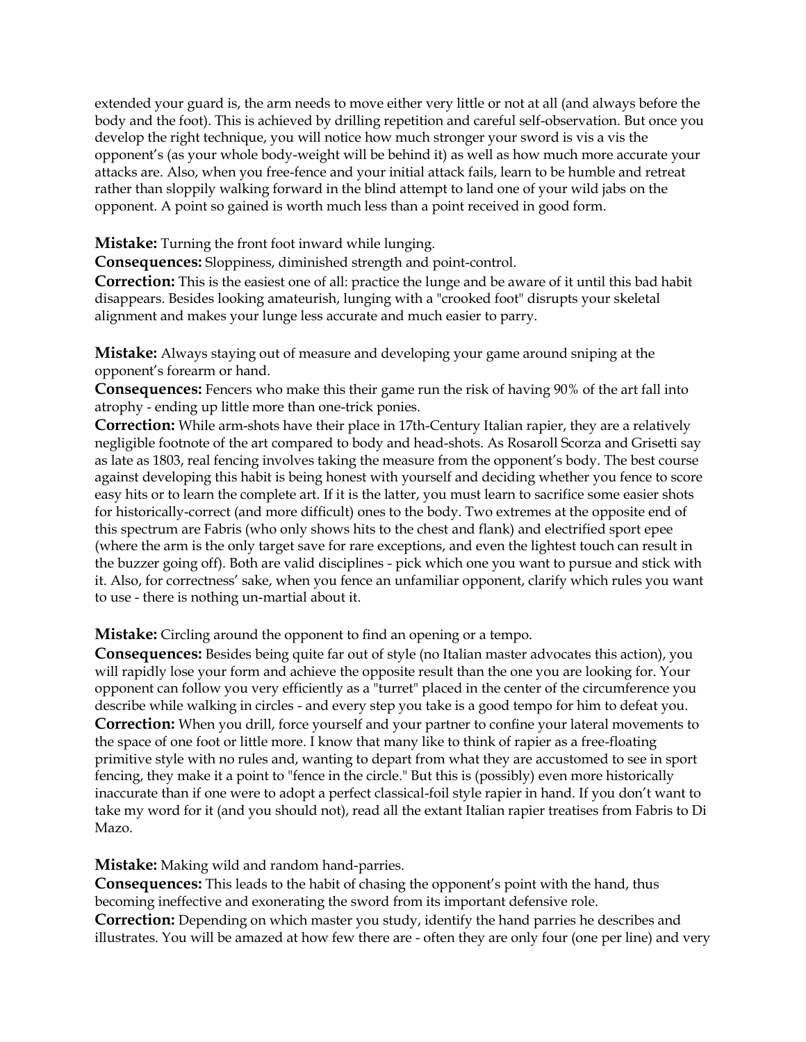extended your guard is, the arm needs to move either very little or not at all (and always before the body and the foot). This is achieved by drilling repetition and careful self-observation. But once you develop the right technique, you will notice how much stronger your sword is vis a vis the opponent's (as your whole body-weight will be behind it) as well as how much more accurate your attacks are. Also, when you free-fence and your initial attack fails, learn to be humble and retreat rather than sloppily walking forward in the blind attempt to land one of your wild jabs on the opponent. A point so gained is worth much less than a point received in good form.

**Mistake:** Turning the front foot inward while lunging.

**Consequences:** Sloppiness, diminished strength and point-control.

**Correction:** This is the easiest one of all: practice the lunge and be aware of it until this bad habit disappears. Besides looking amateurish, lunging with a "crooked foot" disrupts your skeletal alignment and makes your lunge less accurate and much easier to parry.

**Mistake:** Always staying out of measure and developing your game around sniping at the opponent's forearm or hand.

**Consequences:** Fencers who make this their game run the risk of having 90% of the art fall into atrophy - ending up little more than one-trick ponies.

**Correction:** While arm-shots have their place in 17th-Century Italian rapier, they are a relatively negligible footnote of the art compared to body and head-shots. As Rosaroll Scorza and Grisetti say as late as 1803, real fencing involves taking the measure from the opponent's body. The best course against developing this habit is being honest with yourself and deciding whether you fence to score easy hits or to learn the complete art. If it is the latter, you must learn to sacrifice some easier shots for historically-correct (and more difficult) ones to the body. Two extremes at the opposite end of this spectrum are Fabris (who only shows hits to the chest and flank) and electrified sport epee (where the arm is the only target save for rare exceptions, and even the lightest touch can result in the buzzer going off). Both are valid disciplines - pick which one you want to pursue and stick with it. Also, for correctness' sake, when you fence an unfamiliar opponent, clarify which rules you want to use - there is nothing un-martial about it.

**Mistake:** Circling around the opponent to find an opening or a tempo.

**Consequences:** Besides being quite far out of style (no Italian master advocates this action), you will rapidly lose your form and achieve the opposite result than the one you are looking for. Your opponent can follow you very efficiently as a "turret" placed in the center of the circumference you describe while walking in circles - and every step you take is a good tempo for him to defeat you.

**Correction:** When you drill, force yourself and your partner to confine your lateral movements to the space of one foot or little more. I know that many like to think of rapier as a free-floating primitive style with no rules and, wanting to depart from what they are accustomed to see in sport fencing, they make it a point to "fence in the circle." But this is (possibly) even more historically inaccurate than if one were to adopt a perfect classical-foil style rapier in hand. If you don't want to take my word for it (and you should not), read all the extant Italian rapier treatises from Fabris to Di Mazo.

**Mistake:** Making wild and random hand-parries.

**Consequences:** This leads to the habit of chasing the opponent's point with the hand, thus becoming ineffective and exonerating the sword from its important defensive role.

**Correction:** Depending on which master you study, identify the hand parries he describes and illustrates. You will be amazed at how few there are - often they are only four (one per line) and very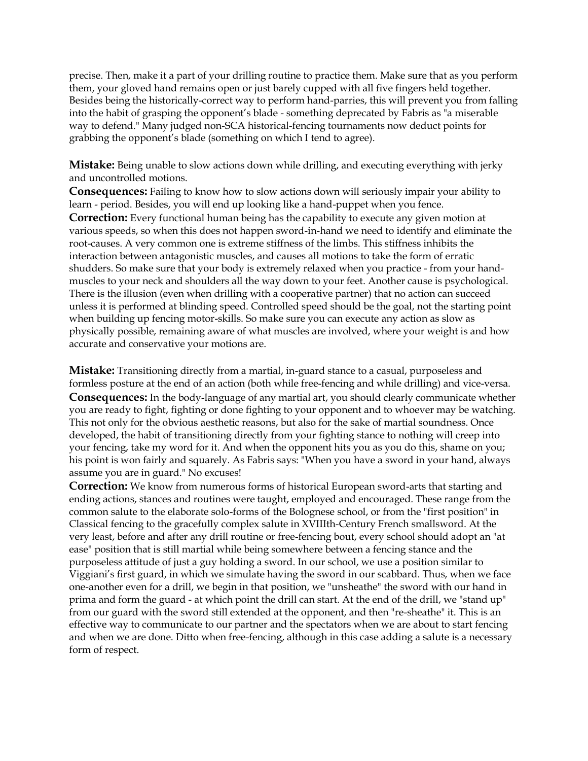precise. Then, make it a part of your drilling routine to practice them. Make sure that as you perform them, your gloved hand remains open or just barely cupped with all five fingers held together. Besides being the historically-correct way to perform hand-parries, this will prevent you from falling into the habit of grasping the opponent's blade - something deprecated by Fabris as "a miserable way to defend." Many judged non-SCA historical-fencing tournaments now deduct points for grabbing the opponent's blade (something on which I tend to agree).

**Mistake:** Being unable to slow actions down while drilling, and executing everything with jerky and uncontrolled motions.

**Consequences:** Failing to know how to slow actions down will seriously impair your ability to learn - period. Besides, you will end up looking like a hand-puppet when you fence.

**Correction:** Every functional human being has the capability to execute any given motion at various speeds, so when this does not happen sword-in-hand we need to identify and eliminate the root-causes. A very common one is extreme stiffness of the limbs. This stiffness inhibits the interaction between antagonistic muscles, and causes all motions to take the form of erratic shudders. So make sure that your body is extremely relaxed when you practice - from your hand-muscles to your neck and shoulders all the way down to your feet. Another cause is psychological. There is the illusion (even when drilling with a cooperative partner) that no action can succeed unless it is performed at blinding speed. Controlled speed should be the goal, not the starting point when building up fencing motor-skills. So make sure you can execute any action as slow as physically possible, remaining aware of what muscles are involved, where your weight is and how accurate and conservative your motions are.

**Mistake:** Transitioning directly from a martial, in-guard stance to a casual, purposeless and formless posture at the end of an action (both while free-fencing and while drilling) and vice-versa.

**Consequences:** In the body-language of any martial art, you should clearly communicate whether you are ready to fight, fighting or done fighting to your opponent and to whoever may be watching. This not only for the obvious aesthetic reasons, but also for the sake of martial soundness. Once developed, the habit of transitioning directly from your fighting stance to nothing will creep into your fencing, take my word for it. And when the opponent hits you as you do this, shame on you; his point is won fairly and squarely. As Fabris says: "When you have a sword in your hand, always assume you are in guard." No excuses!

**Correction:** We know from numerous forms of historical European sword-arts that starting and ending actions, stances and routines were taught, employed and encouraged. These range from the common salute to the elaborate solo-forms of the Bolognese school, or from the "first position" in Classical fencing to the gracefully complex salute in XVIIIth-Century French smallsword. At the very least, before and after any drill routine or free-fencing bout, every school should adopt an "at ease" position that is still martial while being somewhere between a fencing stance and the purposeless attitude of just a guy holding a sword. In our school, we use a position similar to Viggiani's first guard, in which we simulate having the sword in our scabbard. Thus, when we face one-another even for a drill, we begin in that position, we "unsheathe" the sword with our hand in prima and form the guard - at which point the drill can start. At the end of the drill, we "stand up" from our guard with the sword still extended at the opponent, and then "re-sheathe" it. This is an effective way to communicate to our partner and the spectators when we are about to start fencing and when we are done. Ditto when free-fencing, although in this case adding a salute is a necessary form of respect.